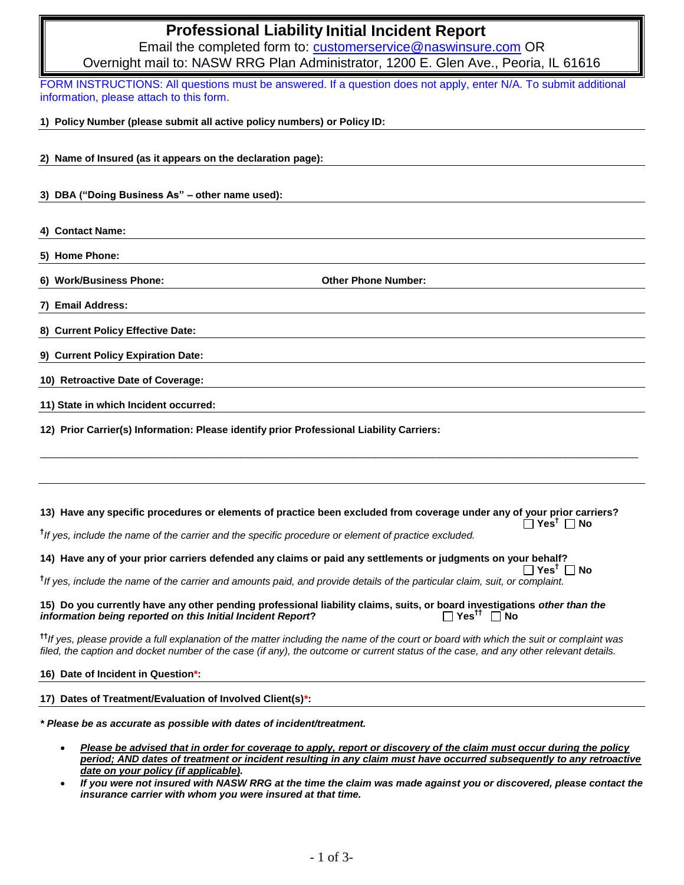# Professional Liability Initial Incident Report

Email the completed form to: customerservice@naswinsure.com OR
Overnight mail to: NASW RRG Plan Administrator, 1200 E. Glen Ave., Peoria, IL 61616

FORM INSTRUCTIONS: All questions must be answered. If a question does not apply, enter N/A. To submit additional information, please attach to this form.

**1) Policy Number (please submit all active policy numbers) or Policy ID:**

**2) Name of Insured (as it appears on the declaration page):**

**3) DBA ("Doing Business As" – other name used):**

**4) Contact Name:**

**5) Home Phone:**

**6) Work/Business Phone:** **Other Phone Number:**

**7) Email Address:**

**8) Current Policy Effective Date:**

**9) Current Policy Expiration Date:**

**10) Retroactive Date of Coverage:**

**11) State in which Incident occurred:**

**12) Prior Carrier(s) Information: Please identify prior Professional Liability Carriers:**

---

**13) Have any specific procedures or elements of practice been excluded from coverage under any of your prior carriers?** ☐ **Yes†** ☐ **No**

†*If yes, include the name of the carrier and the specific procedure or element of practice excluded.*

**14) Have any of your prior carriers defended any claims or paid any settlements or judgments on your behalf?** ☐ **Yes†** ☐ **No**

†*If yes, include the name of the carrier and amounts paid, and provide details of the particular claim, suit, or complaint.*

**15) Do you currently have any other pending professional liability claims, suits, or board investigations *other than the information being reported on this Initial Incident Report*?** ☐ **Yes††** ☐ **No**

††*If yes, please provide a full explanation of the matter including the name of the court or board with which the suit or complaint was filed, the caption and docket number of the case (if any), the outcome or current status of the case, and any other relevant details.*

**16) Date of Incident in Question*:**

**17) Dates of Treatment/Evaluation of Involved Client(s)*:**

***\* Please be as accurate as possible with dates of incident/treatment.***

- ***Please be advised that in order for coverage to apply, report or discovery of the claim must occur during the policy period; AND dates of treatment or incident resulting in any claim must have occurred subsequently to any retroactive date on your policy (if applicable).***
- ***If you were not insured with NASW RRG at the time the claim was made against you or discovered, please contact the insurance carrier with whom you were insured at that time.***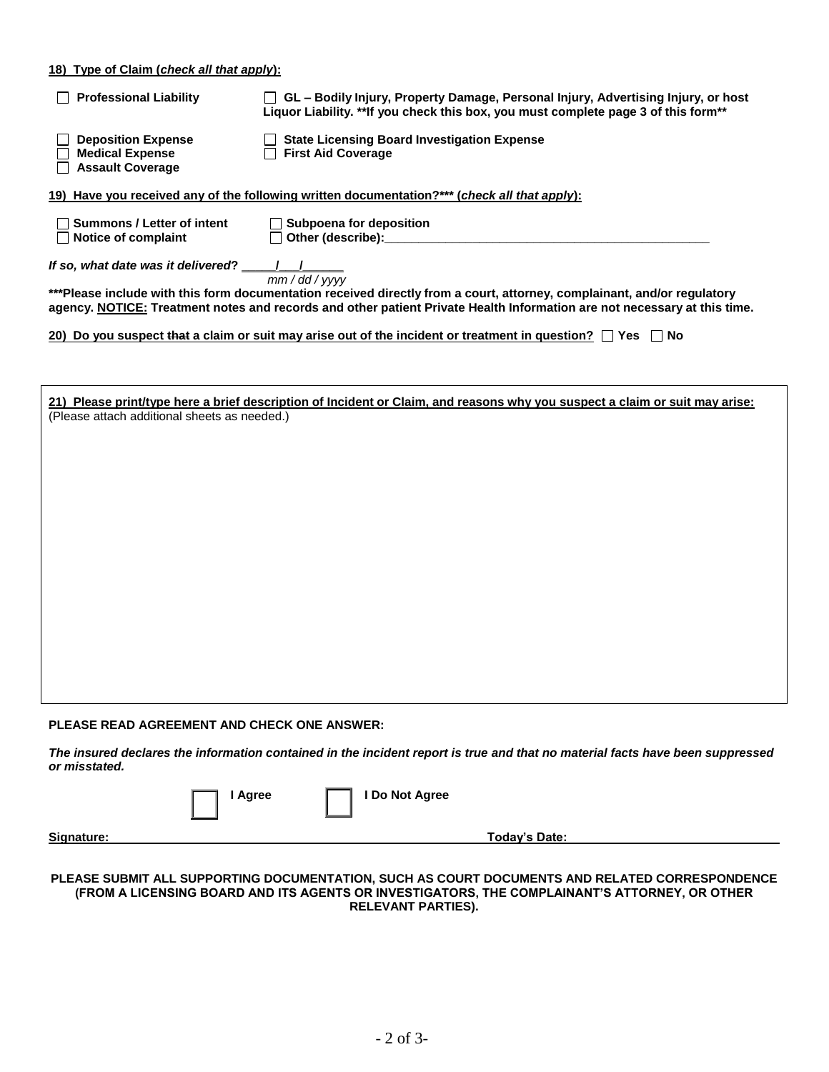**18) Type of Claim (*check all that apply*):**

☐ **Professional Liability**

☐ **GL – Bodily Injury, Property Damage, Personal Injury, Advertising Injury, or host Liquor Liability. **If you check this box, you must complete page 3 of this form****

☐ **Deposition Expense**
☐ **Medical Expense**
☐ **Assault Coverage**

☐ **State Licensing Board Investigation Expense**
☐ **First Aid Coverage**

**19) Have you received any of the following written documentation?*** (*check all that apply*):**

☐ **Summons / Letter of intent**
☐ **Notice of complaint**

☐ **Subpoena for deposition**
☐ **Other (describe):**\_\_\_\_\_\_\_\_\_\_\_\_\_\_\_\_\_\_\_\_\_\_\_\_\_\_\_\_\_\_\_\_\_\_\_\_\_\_\_\_\_\_\_\_

***If so, what date was it delivered?*** \_\_\_\_/\_\_\_/\_\_\_\_\_\_
*mm / dd / yyyy*

*****Please include with this form documentation received directly from a court, attorney, complainant, and/or regulatory agency. NOTICE: Treatment notes and records and other patient Private Health Information are not necessary at this time.**

**20) Do you suspect ~~that~~ a claim or suit may arise out of the incident or treatment in question?** ☐ **Yes** ☐ **No**

**21) Please print/type here a brief description of Incident or Claim, and reasons why you suspect a claim or suit may arise:**
(Please attach additional sheets as needed.)

**PLEASE READ AGREEMENT AND CHECK ONE ANSWER:**

***The insured declares the information contained in the incident report is true and that no material facts have been suppressed or misstated.***

☐ **I Agree** ☐ **I Do Not Agree**

**Signature:** \_\_\_\_\_\_\_\_\_\_\_\_\_\_\_\_\_\_\_\_\_\_\_\_\_\_\_\_\_\_\_\_ **Today's Date:** \_\_\_\_\_\_\_\_\_\_\_\_\_\_\_\_\_\_

**PLEASE SUBMIT ALL SUPPORTING DOCUMENTATION, SUCH AS COURT DOCUMENTS AND RELATED CORRESPONDENCE (FROM A LICENSING BOARD AND ITS AGENTS OR INVESTIGATORS, THE COMPLAINANT'S ATTORNEY, OR OTHER RELEVANT PARTIES).**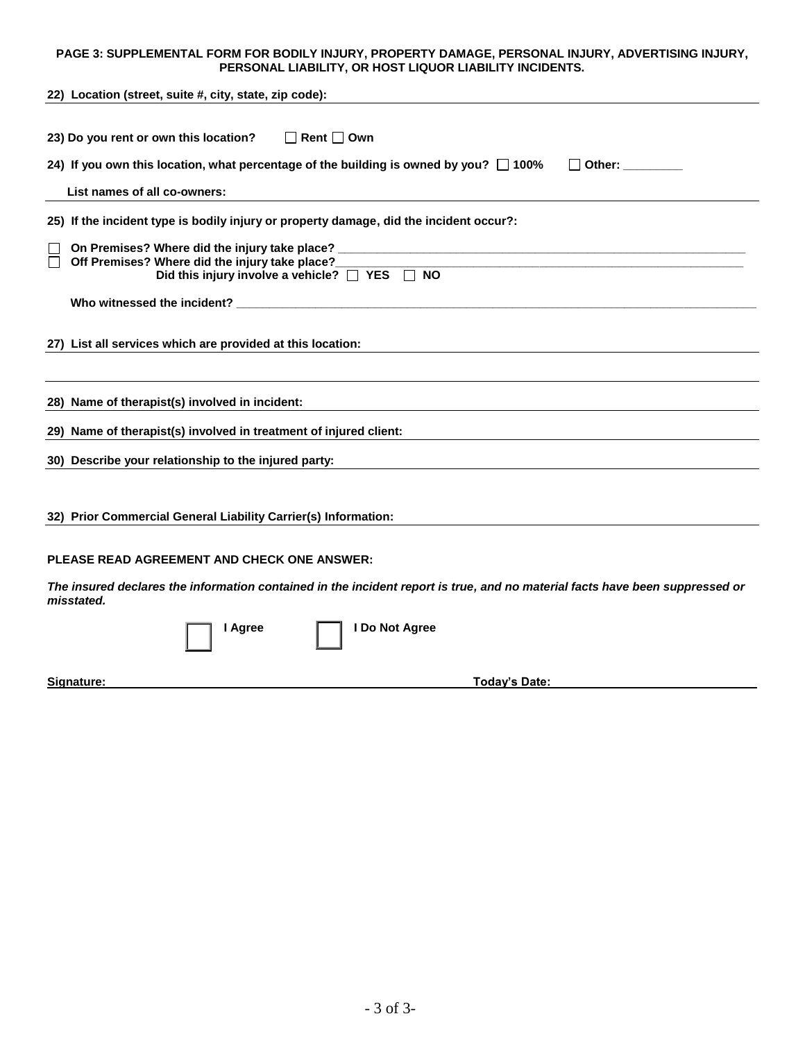**PAGE 3: SUPPLEMENTAL FORM FOR BODILY INJURY, PROPERTY DAMAGE, PERSONAL INJURY, ADVERTISING INJURY, PERSONAL LIABILITY, OR HOST LIQUOR LIABILITY INCIDENTS.**

**22) Location (street, suite #, city, state, zip code):** ______________________________

**23) Do you rent or own this location?** ☐ **Rent** ☐ **Own**

**24) If you own this location, what percentage of the building is owned by you?** ☐ **100%** ☐ **Other:** _________

**List names of all co-owners:** ______________________________

**25) If the incident type is bodily injury or property damage, did the incident occur?:**

☐ **On Premises? Where did the injury take place?** ______________________________

☐ **Off Premises? Where did the injury take place?** ______________________________

**Did this injury involve a vehicle?** ☐ **YES** ☐ **NO**

**Who witnessed the incident?** ______________________________

**27) List all services which are provided at this location:** ______________________________

______________________________

**28) Name of therapist(s) involved in incident:** ______________________________

**29) Name of therapist(s) involved in treatment of injured client:** ______________________________

**30) Describe your relationship to the injured party:** ______________________________

**32) Prior Commercial General Liability Carrier(s) Information:** ______________________________

**PLEASE READ AGREEMENT AND CHECK ONE ANSWER:**

***The insured declares the information contained in the incident report is true, and no material facts have been suppressed or misstated.***

☐ **I Agree** ☐ **I Do Not Agree**

**Signature:** ______________________________ **Today's Date:** ______________________________